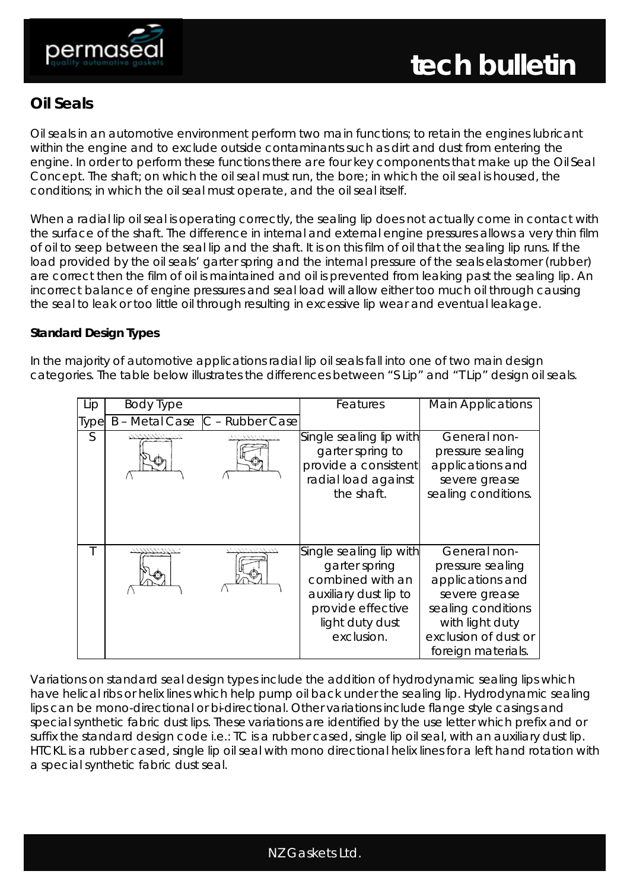## Oil Seals

Oil seals in an automotive environment perform two main functions; to retain the engines lubricant within the engine and to exclude outside contaminants such as dirt and dust from entering the engine. In order to perform these functions there are four key components that make up the Oil Seal Concept. The shaft; on which the oil seal must run, the bore; in which the oil seal is housed, the conditions; in which the oil seal must operate, and the oil seal itself.

When a radial lip oil seal is operating correctly, the sealing lip does not actually come in contact with the surface of the shaft. The difference in internal and external engine pressures allows a very thin film of oil to seep between the seal lip and the shaft. It is on this film of oil that the sealing lip runs. If the load provided by the oil seals' garter spring and the internal pressure of the seals elastomer (rubber) are correct then the film of oil is maintained and oil is prevented from leaking past the sealing lip. An incorrect balance of engine pressures and seal load will allow either too much oil through causing the seal to leak or too little oil through resulting in excessive lip wear and eventual leakage.

### Standard Design Types

In the majority of automotive applications radial lip oil seals fall into one of two main design categories. The table below illustrates the differences between "S Lip" and "T Lip" design oil seals.

| Lip Type | Body Type | | Features | Main Applications |
|---|---|---|---|---|
| | B – Metal Case | C – Rubber Case | | |
| S | | | Single sealing lip with garter spring to provide a consistent radial load against the shaft. | General non-pressure sealing applications and severe grease sealing conditions. |
| T | | | Single sealing lip with garter spring combined with an auxiliary dust lip to provide effective light duty dust exclusion. | General non-pressure sealing applications and severe grease sealing conditions with light duty exclusion of dust or foreign materials. |

Variations on standard seal design types include the addition of hydrodynamic sealing lips which have helical ribs or helix lines which help pump oil back under the sealing lip. Hydrodynamic sealing lips can be mono-directional or bi-directional. Other variations include flange style casings and special synthetic fabric dust lips. These variations are identified by the use letter which prefix and or suffix the standard design code i.e.: TC is a rubber cased, single lip oil seal, with an auxiliary dust lip. HTCKL is a rubber cased, single lip oil seal with mono directional helix lines for a left hand rotation with a special synthetic fabric dust seal.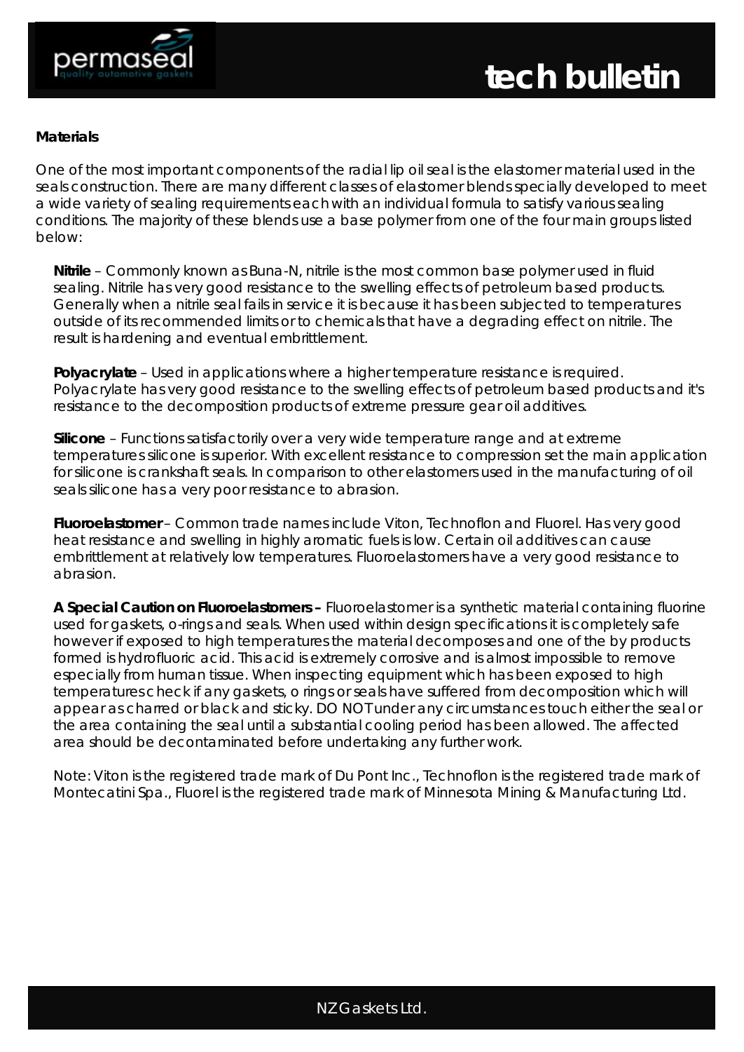**Materials**

One of the most important components of the radial lip oil seal is the elastomer material used in the seals construction. There are many different classes of elastomer blends specially developed to meet a wide variety of sealing requirements each with an individual formula to satisfy various sealing conditions. The majority of these blends use a base polymer from one of the four main groups listed below:

**Nitrile** – Commonly known as Buna-N, nitrile is the most common base polymer used in fluid sealing. Nitrile has very good resistance to the swelling effects of petroleum based products. Generally when a nitrile seal fails in service it is because it has been subjected to temperatures outside of its recommended limits or to chemicals that have a degrading effect on nitrile. The result is hardening and eventual embrittlement.

**Polyacrylate** – Used in applications where a higher temperature resistance is required. Polyacrylate has very good resistance to the swelling effects of petroleum based products and it's resistance to the decomposition products of extreme pressure gear oil additives.

**Silicone** – Functions satisfactorily over a very wide temperature range and at extreme temperatures silicone is superior. With excellent resistance to compression set the main application for silicone is crankshaft seals. In comparison to other elastomers used in the manufacturing of oil seals silicone has a very poor resistance to abrasion.

**Fluoroelastomer** – Common trade names include Viton, Technoflon and Fluorel. Has very good heat resistance and swelling in highly aromatic fuels is low. Certain oil additives can cause embrittlement at relatively low temperatures. Fluoroelastomers have a very good resistance to abrasion.

**A Special Caution on Fluoroelastomers –** Fluoroelastomer is a synthetic material containing fluorine used for gaskets, o-rings and seals. When used within design specifications it is completely safe however if exposed to high temperatures the material decomposes and one of the by products formed is hydrofluoric acid. This acid is extremely corrosive and is almost impossible to remove especially from human tissue. When inspecting equipment which has been exposed to high temperatures check if any gaskets, o rings or seals have suffered from decomposition which will appear as charred or black and sticky. DO NOT under any circumstances touch either the seal or the area containing the seal until a substantial cooling period has been allowed. The affected area should be decontaminated before undertaking any further work.

Note: Viton is the registered trade mark of Du Pont Inc., Technoflon is the registered trade mark of Montecatini Spa., Fluorel is the registered trade mark of Minnesota Mining & Manufacturing Ltd.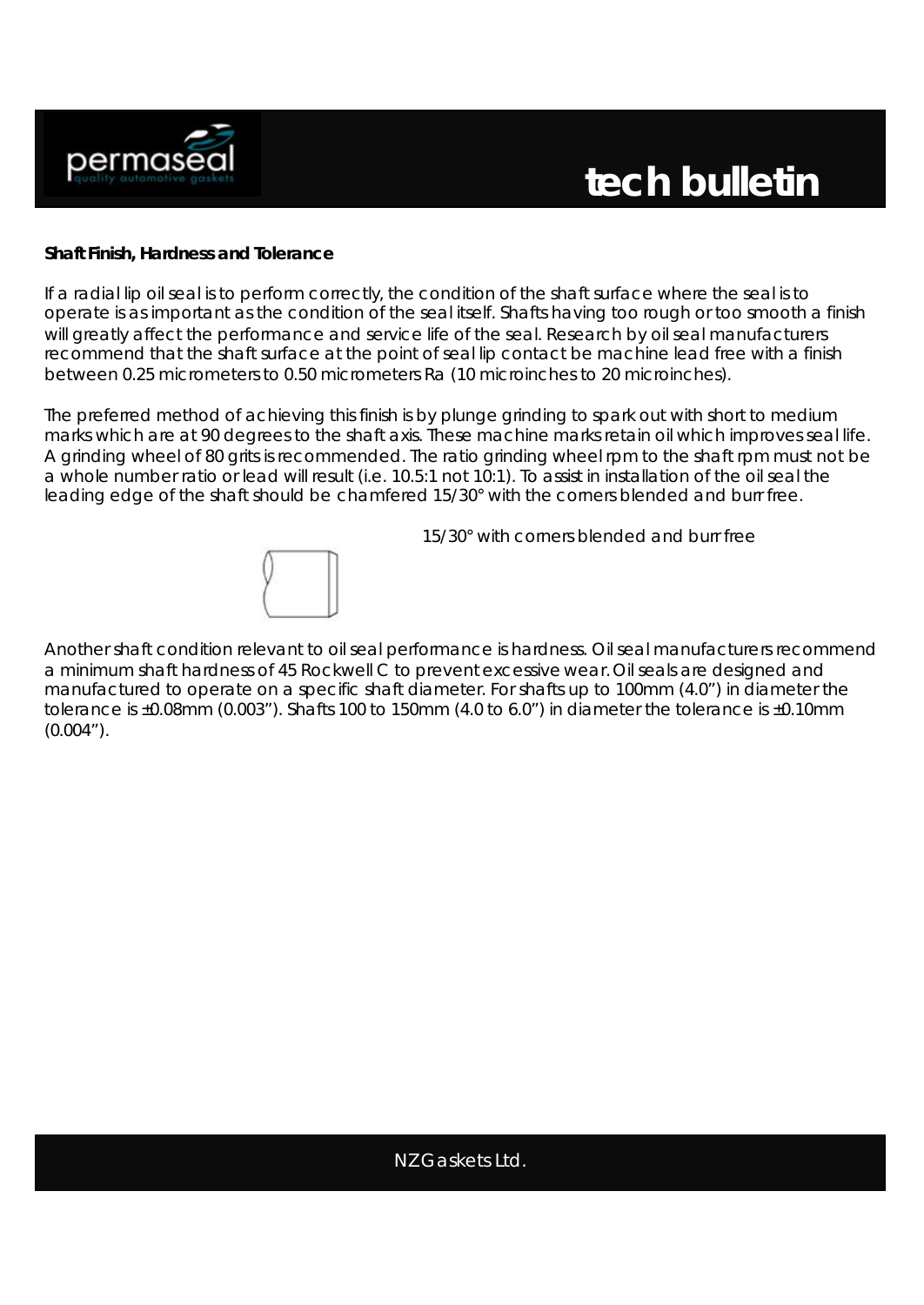## Shaft Finish, Hardness and Tolerance

If a radial lip oil seal is to perform correctly, the condition of the shaft surface where the seal is to operate is as important as the condition of the seal itself. Shafts having too rough or too smooth a finish will greatly affect the performance and service life of the seal. Research by oil seal manufacturers recommend that the shaft surface at the point of seal lip contact be machine lead free with a finish between 0.25 micrometers to 0.50 micrometers Ra (10 microinches to 20 microinches).

The preferred method of achieving this finish is by plunge grinding to spark out with short to medium marks which are at 90 degrees to the shaft axis. These machine marks retain oil which improves seal life. A grinding wheel of 80 grits is recommended. The ratio grinding wheel rpm to the shaft rpm must not be a whole number ratio or lead will result (i.e. 10.5:1 not 10:1). To assist in installation of the oil seal the leading edge of the shaft should be chamfered 15/30° with the corners blended and burr free.

15/30° with corners blended and burr free

Another shaft condition relevant to oil seal performance is hardness. Oil seal manufacturers recommend a minimum shaft hardness of 45 Rockwell C to prevent excessive wear. Oil seals are designed and manufactured to operate on a specific shaft diameter. For shafts up to 100mm (4.0") in diameter the tolerance is ±0.08mm (0.003"). Shafts 100 to 150mm (4.0 to 6.0") in diameter the tolerance is ±0.10mm (0.004").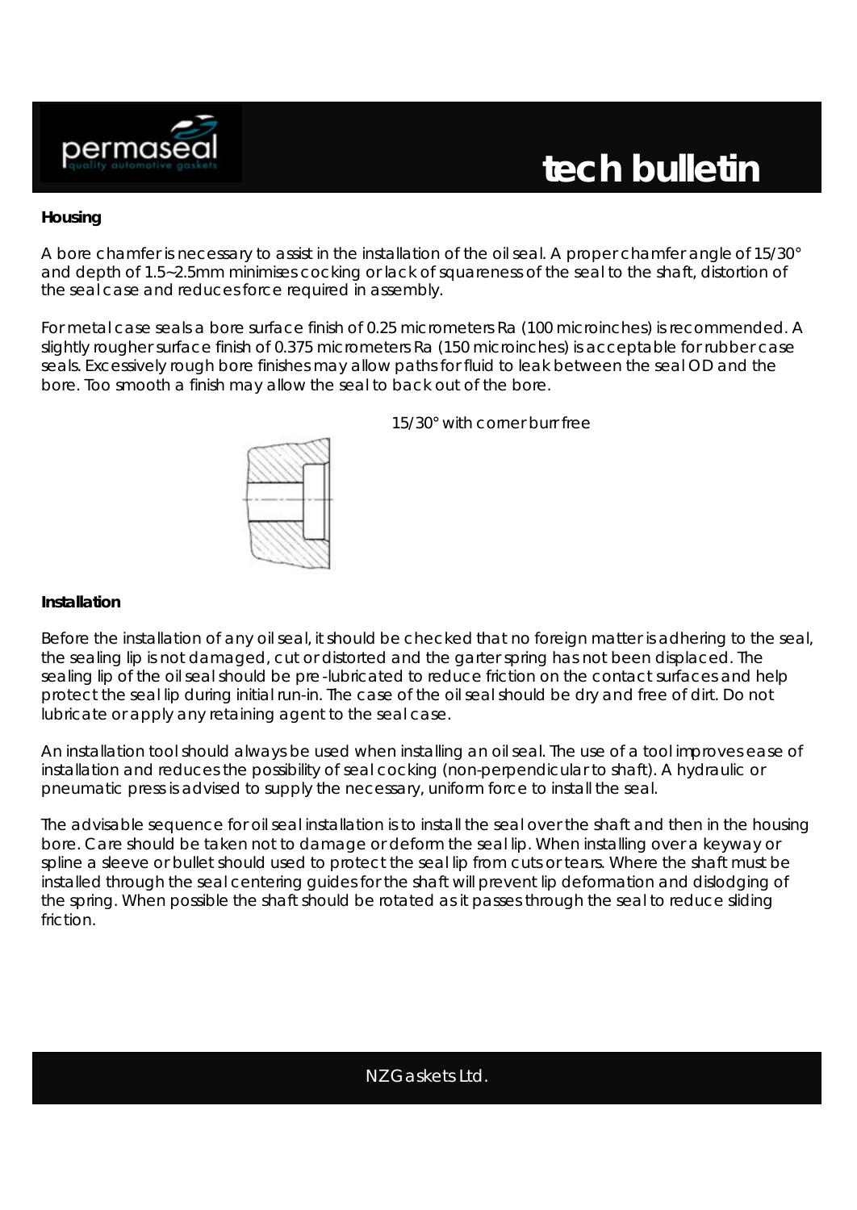## Housing

A bore chamfer is necessary to assist in the installation of the oil seal. A proper chamfer angle of 15/30° and depth of 1.5~2.5mm minimises cocking or lack of squareness of the seal to the shaft, distortion of the seal case and reduces force required in assembly.

For metal case seals a bore surface finish of 0.25 micrometers Ra (100 microinches) is recommended. A slightly rougher surface finish of 0.375 micrometers Ra (150 microinches) is acceptable for rubber case seals. Excessively rough bore finishes may allow paths for fluid to leak between the seal OD and the bore. Too smooth a finish may allow the seal to back out of the bore.

15/30° with corner burr free

## Installation

Before the installation of any oil seal, it should be checked that no foreign matter is adhering to the seal, the sealing lip is not damaged, cut or distorted and the garter spring has not been displaced. The sealing lip of the oil seal should be pre-lubricated to reduce friction on the contact surfaces and help protect the seal lip during initial run-in. The case of the oil seal should be dry and free of dirt. Do not lubricate or apply any retaining agent to the seal case.

An installation tool should always be used when installing an oil seal. The use of a tool improves ease of installation and reduces the possibility of seal cocking (non-perpendicular to shaft). A hydraulic or pneumatic press is advised to supply the necessary, uniform force to install the seal.

The advisable sequence for oil seal installation is to install the seal over the shaft and then in the housing bore. Care should be taken not to damage or deform the seal lip. When installing over a keyway or spline a sleeve or bullet should used to protect the seal lip from cuts or tears. Where the shaft must be installed through the seal centering guides for the shaft will prevent lip deformation and dislodging of the spring. When possible the shaft should be rotated as it passes through the seal to reduce sliding friction.